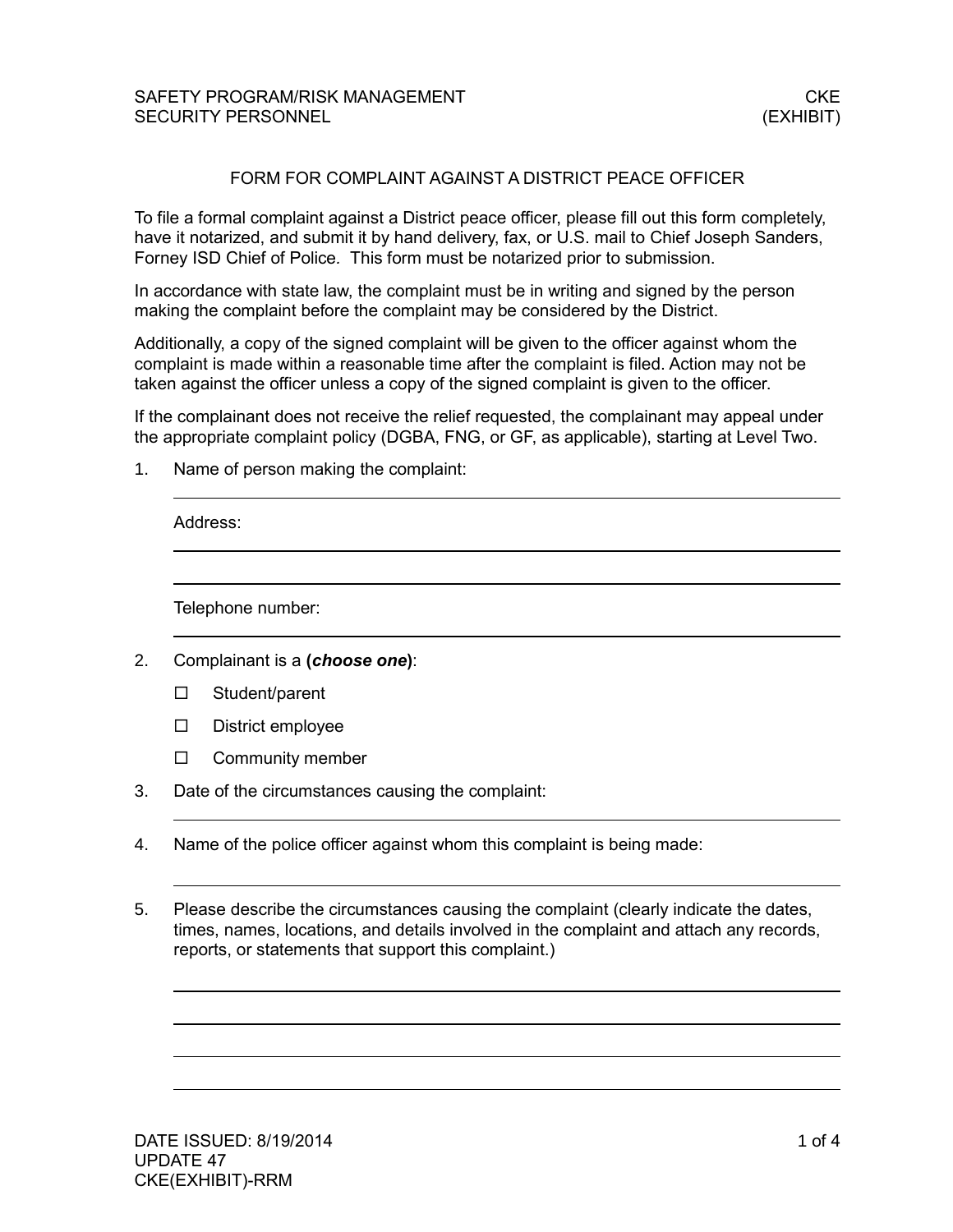# FORM FOR COMPLAINT AGAINST A DISTRICT PEACE OFFICER

To file a formal complaint against a District peace officer, please fill out this form completely, have it notarized, and submit it by hand delivery, fax, or U.S. mail to Chief Joseph Sanders, Forney ISD Chief of Police. This form must be notarized prior to submission.

In accordance with state law, the complaint must be in writing and signed by the person making the complaint before the complaint may be considered by the District.

Additionally, a copy of the signed complaint will be given to the officer against whom the complaint is made within a reasonable time after the complaint is filed. Action may not be taken against the officer unless a copy of the signed complaint is given to the officer.

If the complainant does not receive the relief requested, the complainant may appeal under the appropriate complaint policy (DGBA, FNG, or GF, as applicable), starting at Level Two.

1. Name of person making the complaint:

   ______________________________________________

   Address:

   ______________________________________________

   ______________________________________________

   Telephone number:

   ______________________________________________

2. Complainant is a **(*choose one*)**:

   ☐ Student/parent

   ☐ District employee

   ☐ Community member

3. Date of the circumstances causing the complaint:

   ______________________________________________

4. Name of the police officer against whom this complaint is being made:

   ______________________________________________

5. Please describe the circumstances causing the complaint (clearly indicate the dates, times, names, locations, and details involved in the complaint and attach any records, reports, or statements that support this complaint.)

   ______________________________________________

   ______________________________________________

   ______________________________________________

   ______________________________________________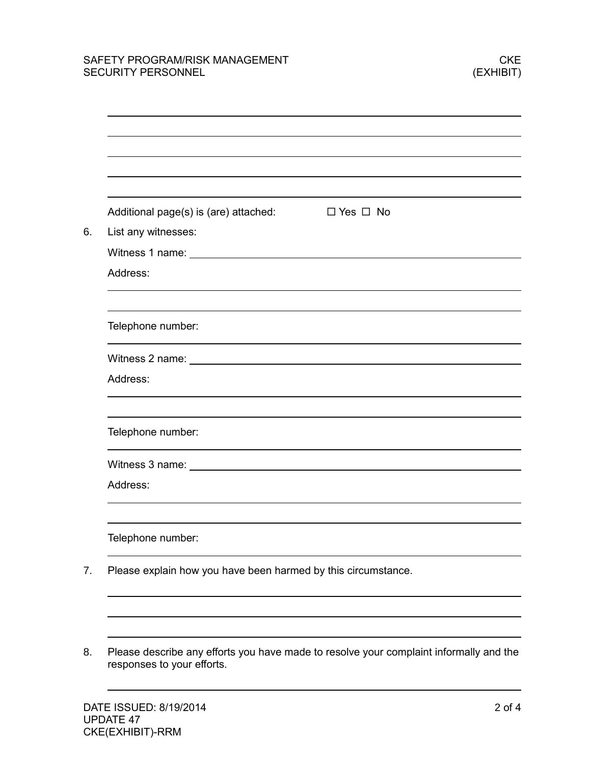Additional page(s) is (are) attached: ☐ Yes ☐ No

6. List any witnesses:

   Witness 1 name: \_\_\_\_\_\_\_\_\_\_\_\_\_\_\_\_\_\_\_\_\_\_\_\_\_\_\_\_\_\_\_\_

   Address:

   Telephone number:

   Witness 2 name: \_\_\_\_\_\_\_\_\_\_\_\_\_\_\_\_\_\_\_\_\_\_\_\_\_\_\_\_\_\_\_\_

   Address:

   Telephone number:

   Witness 3 name: \_\_\_\_\_\_\_\_\_\_\_\_\_\_\_\_\_\_\_\_\_\_\_\_\_\_\_\_\_\_\_\_

   Address:

   Telephone number:

7. Please explain how you have been harmed by this circumstance.

8. Please describe any efforts you have made to resolve your complaint informally and the responses to your efforts.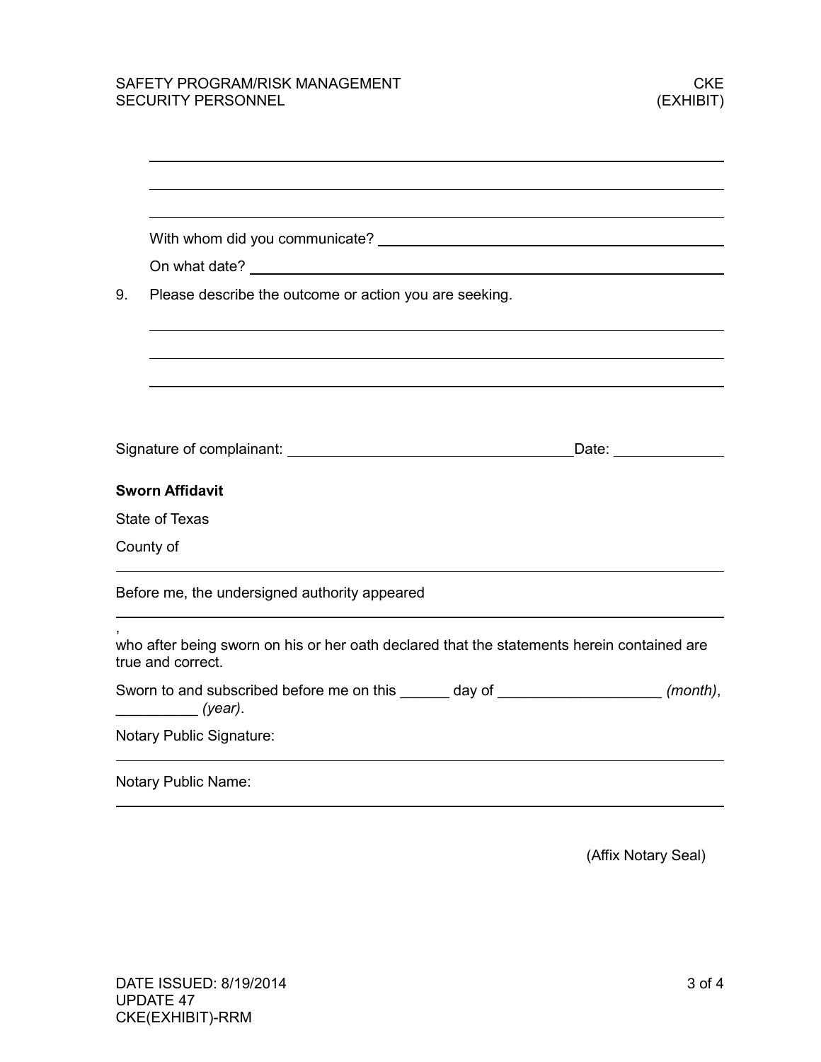With whom did you communicate? ______________________________

On what date? ______________________________

9. Please describe the outcome or action you are seeking.

______________________________

______________________________

______________________________

Signature of complainant: ______________________________ Date: ______________

**Sworn Affidavit**

State of Texas

County of

______________________________

Before me, the undersigned authority appeared

______________________________

,
who after being sworn on his or her oath declared that the statements herein contained are true and correct.

Sworn to and subscribed before me on this ______ day of ___________________ *(month)*, __________ *(year)*.

Notary Public Signature:

______________________________

Notary Public Name:

______________________________

(Affix Notary Seal)

DATE ISSUED: 8/19/2014
UPDATE 47
CKE(EXHIBIT)-RRM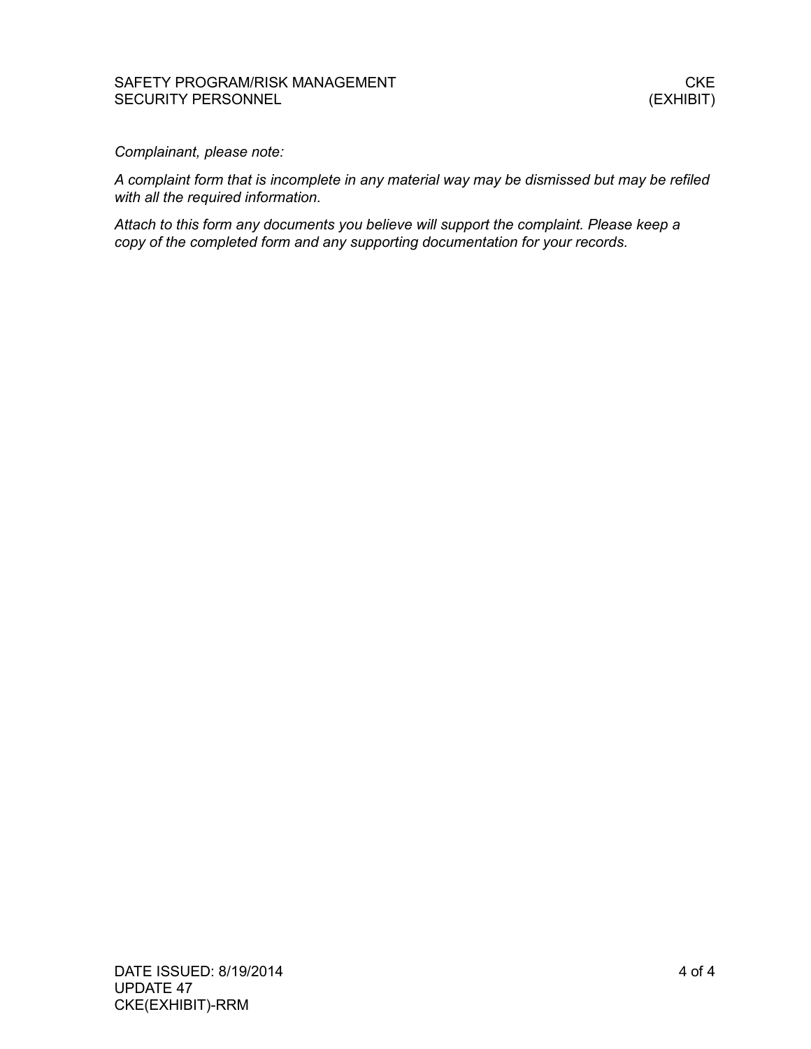*Complainant, please note:*

*A complaint form that is incomplete in any material way may be dismissed but may be refiled with all the required information.*

*Attach to this form any documents you believe will support the complaint. Please keep a copy of the completed form and any supporting documentation for your records.*